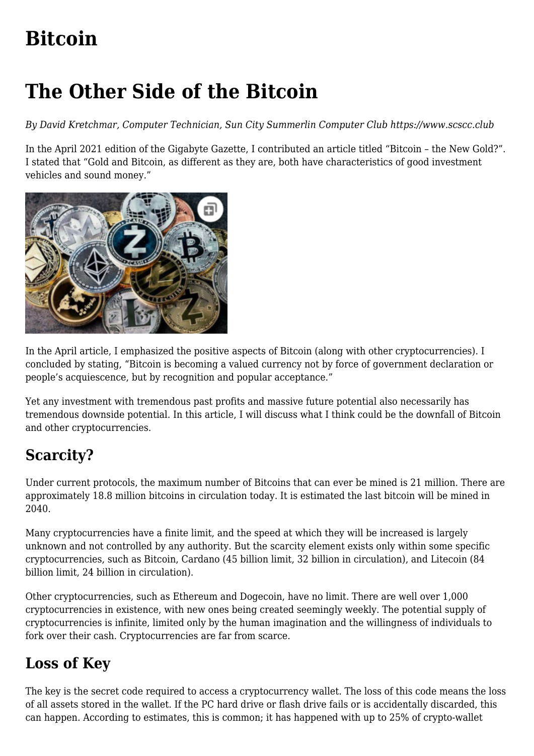# Bitcoin

# The Other Side of the Bitcoin

*By David Kretchmar, Computer Technician, Sun City Summerlin Computer Club https://www.scscc.club*

In the April 2021 edition of the Gigabyte Gazette, I contributed an article titled "Bitcoin – the New Gold?". I stated that "Gold and Bitcoin, as different as they are, both have characteristics of good investment vehicles and sound money."

In the April article, I emphasized the positive aspects of Bitcoin (along with other cryptocurrencies). I concluded by stating, "Bitcoin is becoming a valued currency not by force of government declaration or people's acquiescence, but by recognition and popular acceptance."

Yet any investment with tremendous past profits and massive future potential also necessarily has tremendous downside potential. In this article, I will discuss what I think could be the downfall of Bitcoin and other cryptocurrencies.

## Scarcity?

Under current protocols, the maximum number of Bitcoins that can ever be mined is 21 million. There are approximately 18.8 million bitcoins in circulation today. It is estimated the last bitcoin will be mined in 2040.

Many cryptocurrencies have a finite limit, and the speed at which they will be increased is largely unknown and not controlled by any authority. But the scarcity element exists only within some specific cryptocurrencies, such as Bitcoin, Cardano (45 billion limit, 32 billion in circulation), and Litecoin (84 billion limit, 24 billion in circulation).

Other cryptocurrencies, such as Ethereum and Dogecoin, have no limit. There are well over 1,000 cryptocurrencies in existence, with new ones being created seemingly weekly. The potential supply of cryptocurrencies is infinite, limited only by the human imagination and the willingness of individuals to fork over their cash. Cryptocurrencies are far from scarce.

## Loss of Key

The key is the secret code required to access a cryptocurrency wallet. The loss of this code means the loss of all assets stored in the wallet. If the PC hard drive or flash drive fails or is accidentally discarded, this can happen. According to estimates, this is common; it has happened with up to 25% of crypto-wallet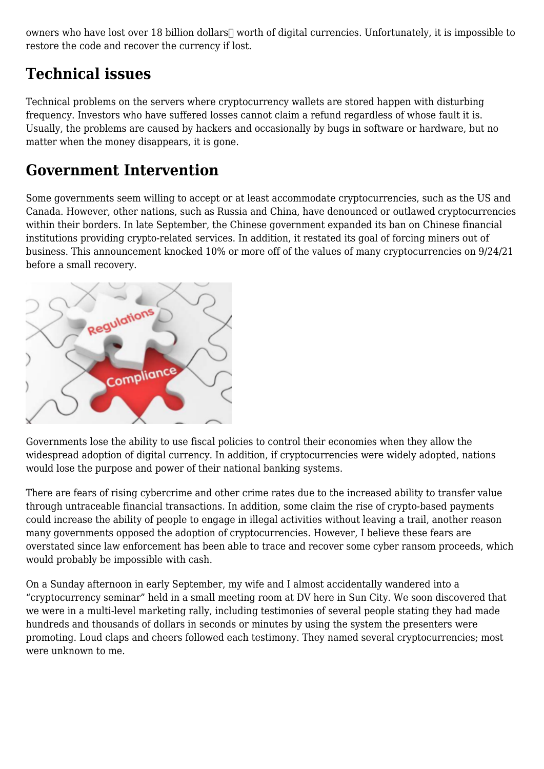owners who have lost over 18 billion dollars worth of digital currencies. Unfortunately, it is impossible to restore the code and recover the currency if lost.

## Technical issues

Technical problems on the servers where cryptocurrency wallets are stored happen with disturbing frequency. Investors who have suffered losses cannot claim a refund regardless of whose fault it is. Usually, the problems are caused by hackers and occasionally by bugs in software or hardware, but no matter when the money disappears, it is gone.

## Government Intervention

Some governments seem willing to accept or at least accommodate cryptocurrencies, such as the US and Canada. However, other nations, such as Russia and China, have denounced or outlawed cryptocurrencies within their borders. In late September, the Chinese government expanded its ban on Chinese financial institutions providing crypto-related services. In addition, it restated its goal of forcing miners out of business. This announcement knocked 10% or more off of the values of many cryptocurrencies on 9/24/21 before a small recovery.

Governments lose the ability to use fiscal policies to control their economies when they allow the widespread adoption of digital currency. In addition, if cryptocurrencies were widely adopted, nations would lose the purpose and power of their national banking systems.

There are fears of rising cybercrime and other crime rates due to the increased ability to transfer value through untraceable financial transactions. In addition, some claim the rise of crypto-based payments could increase the ability of people to engage in illegal activities without leaving a trail, another reason many governments opposed the adoption of cryptocurrencies. However, I believe these fears are overstated since law enforcement has been able to trace and recover some cyber ransom proceeds, which would probably be impossible with cash.

On a Sunday afternoon in early September, my wife and I almost accidentally wandered into a "cryptocurrency seminar" held in a small meeting room at DV here in Sun City. We soon discovered that we were in a multi-level marketing rally, including testimonies of several people stating they had made hundreds and thousands of dollars in seconds or minutes by using the system the presenters were promoting. Loud claps and cheers followed each testimony. They named several cryptocurrencies; most were unknown to me.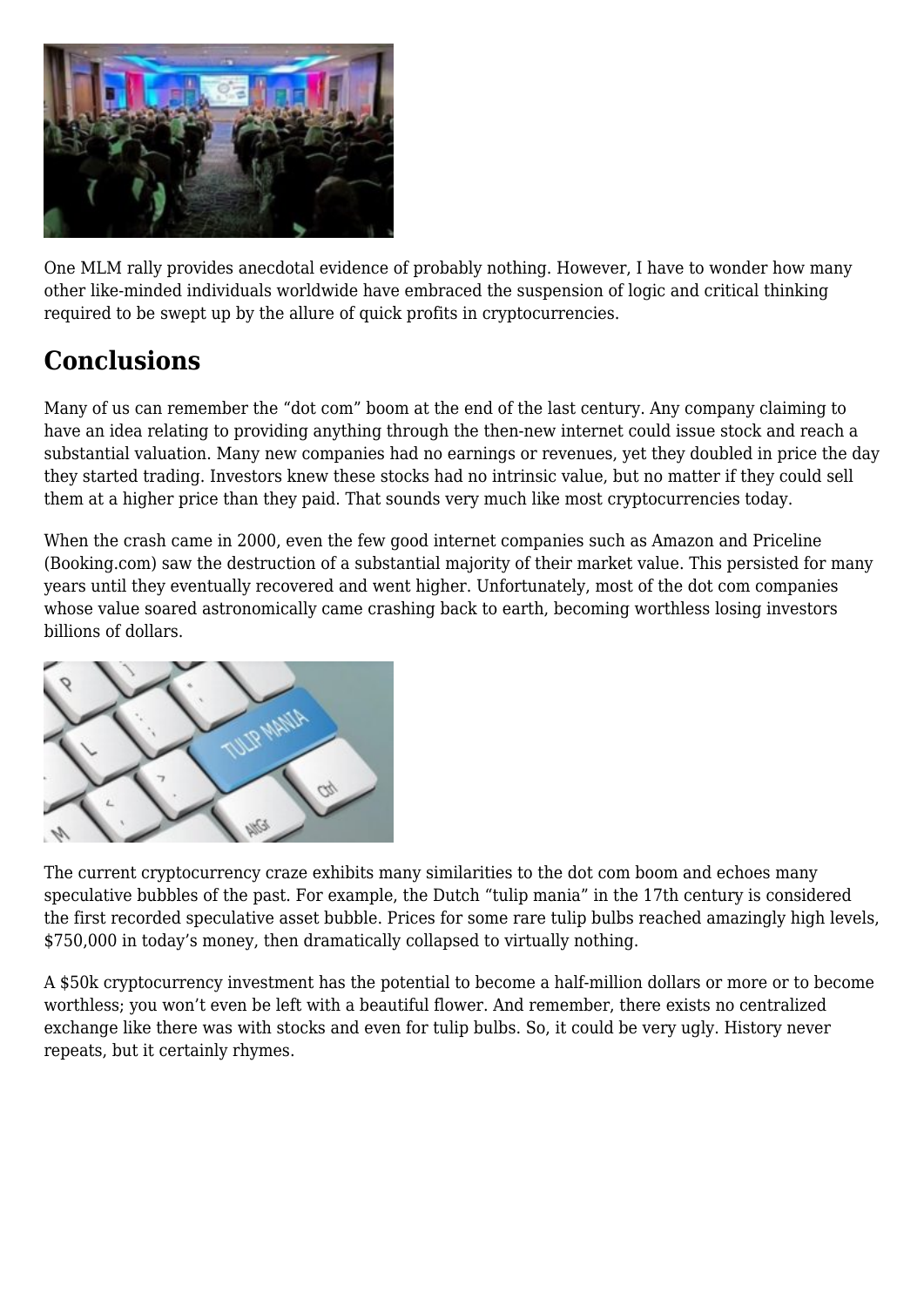One MLM rally provides anecdotal evidence of probably nothing. However, I have to wonder how many other like-minded individuals worldwide have embraced the suspension of logic and critical thinking required to be swept up by the allure of quick profits in cryptocurrencies.

## Conclusions

Many of us can remember the "dot com" boom at the end of the last century. Any company claiming to have an idea relating to providing anything through the then-new internet could issue stock and reach a substantial valuation. Many new companies had no earnings or revenues, yet they doubled in price the day they started trading. Investors knew these stocks had no intrinsic value, but no matter if they could sell them at a higher price than they paid. That sounds very much like most cryptocurrencies today.

When the crash came in 2000, even the few good internet companies such as Amazon and Priceline (Booking.com) saw the destruction of a substantial majority of their market value. This persisted for many years until they eventually recovered and went higher. Unfortunately, most of the dot com companies whose value soared astronomically came crashing back to earth, becoming worthless losing investors billions of dollars.

The current cryptocurrency craze exhibits many similarities to the dot com boom and echoes many speculative bubbles of the past. For example, the Dutch "tulip mania" in the 17th century is considered the first recorded speculative asset bubble. Prices for some rare tulip bulbs reached amazingly high levels, $750,000 in today's money, then dramatically collapsed to virtually nothing.

A $50k cryptocurrency investment has the potential to become a half-million dollars or more or to become worthless; you won't even be left with a beautiful flower. And remember, there exists no centralized exchange like there was with stocks and even for tulip bulbs. So, it could be very ugly. History never repeats, but it certainly rhymes.